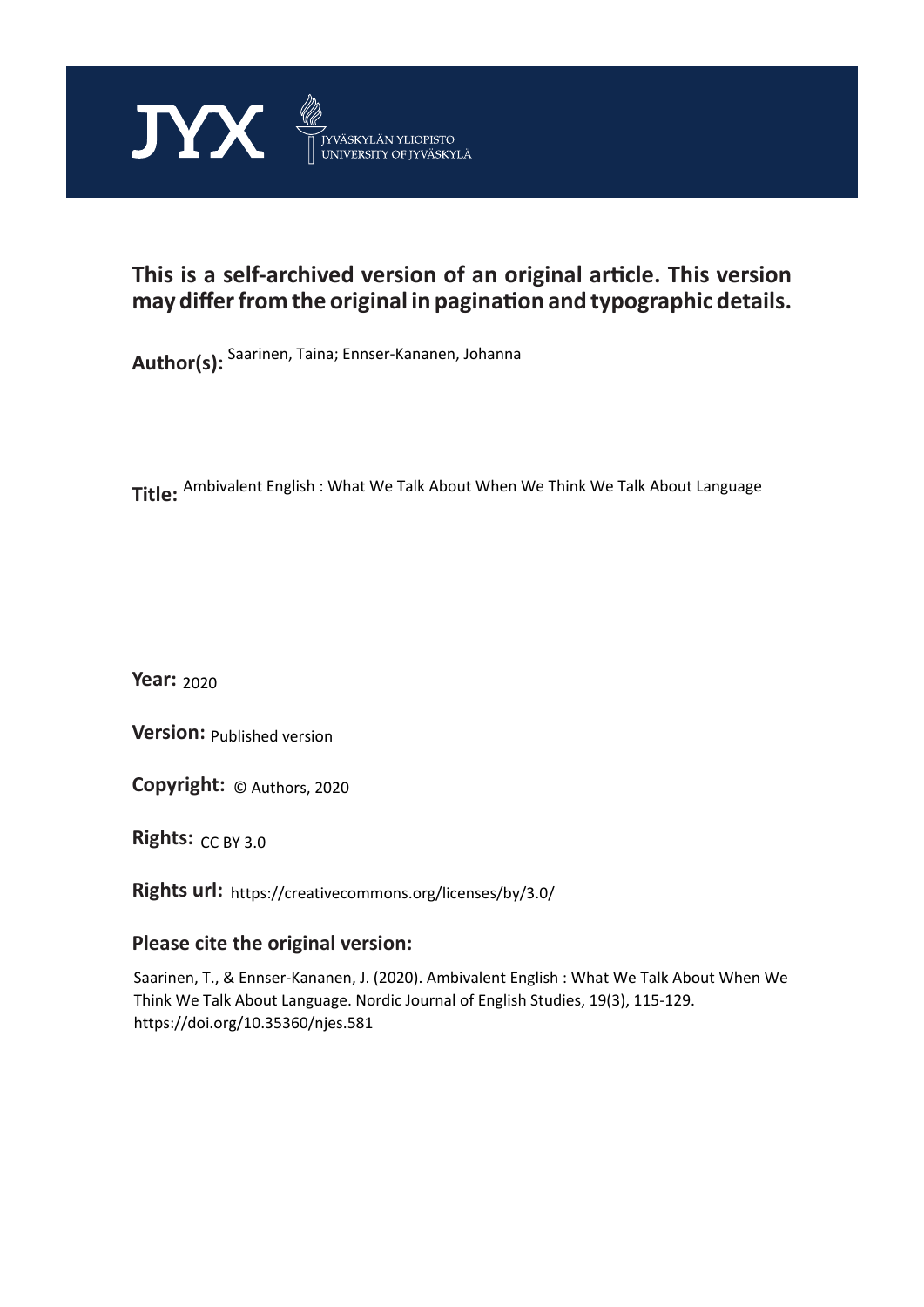JYX JYVÄSKYLÄN YLIOPISTO UNIVERSITY OF JYVÄSKYLÄ

**This is a self-archived version of an original article. This version may differ from the original in pagination and typographic details.**

**Author(s):** Saarinen, Taina; Ennser-Kananen, Johanna

**Title:** Ambivalent English : What We Talk About When We Think We Talk About Language

**Year:** 2020

**Version:** Published version

**Copyright:** © Authors, 2020

**Rights:** CC BY 3.0

**Rights url:** https://creativecommons.org/licenses/by/3.0/

**Please cite the original version:**

Saarinen, T., & Ennser-Kananen, J. (2020). Ambivalent English : What We Talk About When We Think We Talk About Language. Nordic Journal of English Studies, 19(3), 115-129. https://doi.org/10.35360/njes.581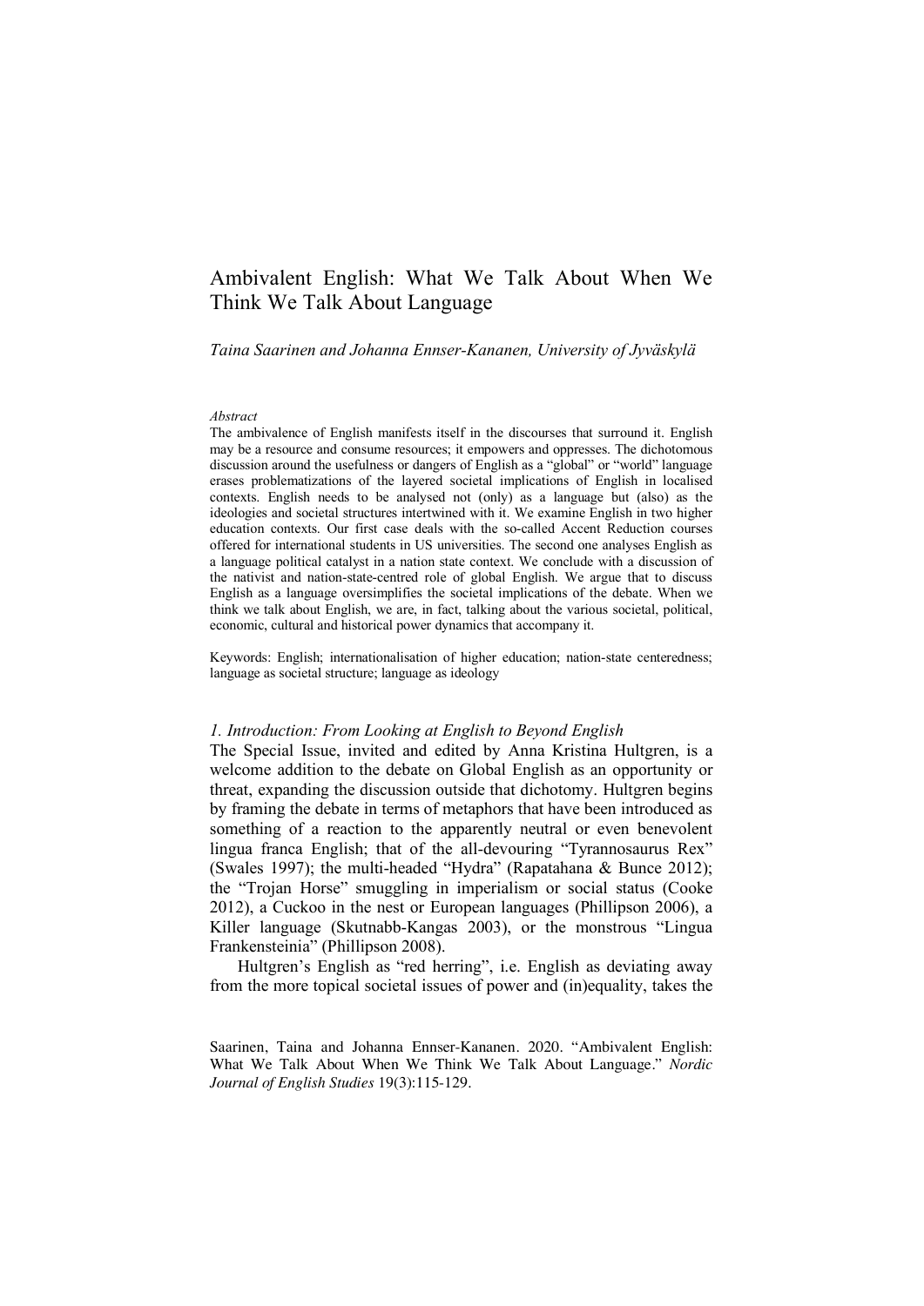# Ambivalent English: What We Talk About When We Think We Talk About Language

*Taina Saarinen and Johanna Ennser-Kananen, University of Jyväskylä*

*Abstract*

The ambivalence of English manifests itself in the discourses that surround it. English may be a resource and consume resources; it empowers and oppresses. The dichotomous discussion around the usefulness or dangers of English as a "global" or "world" language erases problematizations of the layered societal implications of English in localised contexts. English needs to be analysed not (only) as a language but (also) as the ideologies and societal structures intertwined with it. We examine English in two higher education contexts. Our first case deals with the so-called Accent Reduction courses offered for international students in US universities. The second one analyses English as a language political catalyst in a nation state context. We conclude with a discussion of the nativist and nation-state-centred role of global English. We argue that to discuss English as a language oversimplifies the societal implications of the debate. When we think we talk about English, we are, in fact, talking about the various societal, political, economic, cultural and historical power dynamics that accompany it.

Keywords: English; internationalisation of higher education; nation-state centeredness; language as societal structure; language as ideology

## *1. Introduction: From Looking at English to Beyond English*

The Special Issue, invited and edited by Anna Kristina Hultgren, is a welcome addition to the debate on Global English as an opportunity or threat, expanding the discussion outside that dichotomy. Hultgren begins by framing the debate in terms of metaphors that have been introduced as something of a reaction to the apparently neutral or even benevolent lingua franca English; that of the all-devouring "Tyrannosaurus Rex" (Swales 1997); the multi-headed "Hydra" (Rapatahana & Bunce 2012); the "Trojan Horse" smuggling in imperialism or social status (Cooke 2012), a Cuckoo in the nest or European languages (Phillipson 2006), a Killer language (Skutnabb-Kangas 2003), or the monstrous "Lingua Frankensteinia" (Phillipson 2008).

Hultgren's English as "red herring", i.e. English as deviating away from the more topical societal issues of power and (in)equality, takes the

Saarinen, Taina and Johanna Ennser-Kananen. 2020. "Ambivalent English: What We Talk About When We Think We Talk About Language." *Nordic Journal of English Studies* 19(3):115-129.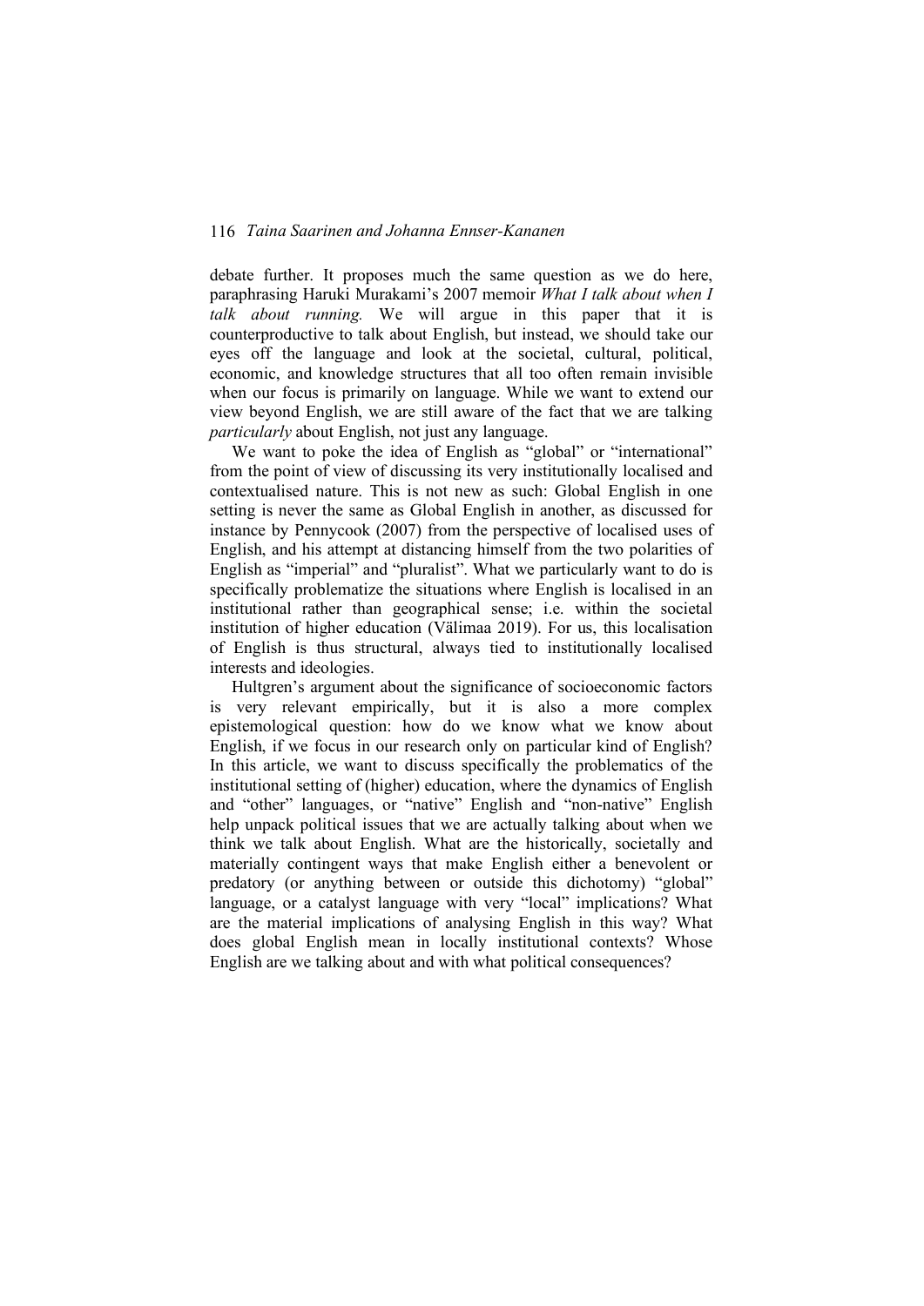debate further. It proposes much the same question as we do here, paraphrasing Haruki Murakami's 2007 memoir *What I talk about when I talk about running.* We will argue in this paper that it is counterproductive to talk about English, but instead, we should take our eyes off the language and look at the societal, cultural, political, economic, and knowledge structures that all too often remain invisible when our focus is primarily on language. While we want to extend our view beyond English, we are still aware of the fact that we are talking *particularly* about English, not just any language.

We want to poke the idea of English as "global" or "international" from the point of view of discussing its very institutionally localised and contextualised nature. This is not new as such: Global English in one setting is never the same as Global English in another, as discussed for instance by Pennycook (2007) from the perspective of localised uses of English, and his attempt at distancing himself from the two polarities of English as "imperial" and "pluralist". What we particularly want to do is specifically problematize the situations where English is localised in an institutional rather than geographical sense; i.e. within the societal institution of higher education (Välimaa 2019). For us, this localisation of English is thus structural, always tied to institutionally localised interests and ideologies.

Hultgren's argument about the significance of socioeconomic factors is very relevant empirically, but it is also a more complex epistemological question: how do we know what we know about English, if we focus in our research only on particular kind of English? In this article, we want to discuss specifically the problematics of the institutional setting of (higher) education, where the dynamics of English and "other" languages, or "native" English and "non-native" English help unpack political issues that we are actually talking about when we think we talk about English. What are the historically, societally and materially contingent ways that make English either a benevolent or predatory (or anything between or outside this dichotomy) "global" language, or a catalyst language with very "local" implications? What are the material implications of analysing English in this way? What does global English mean in locally institutional contexts? Whose English are we talking about and with what political consequences?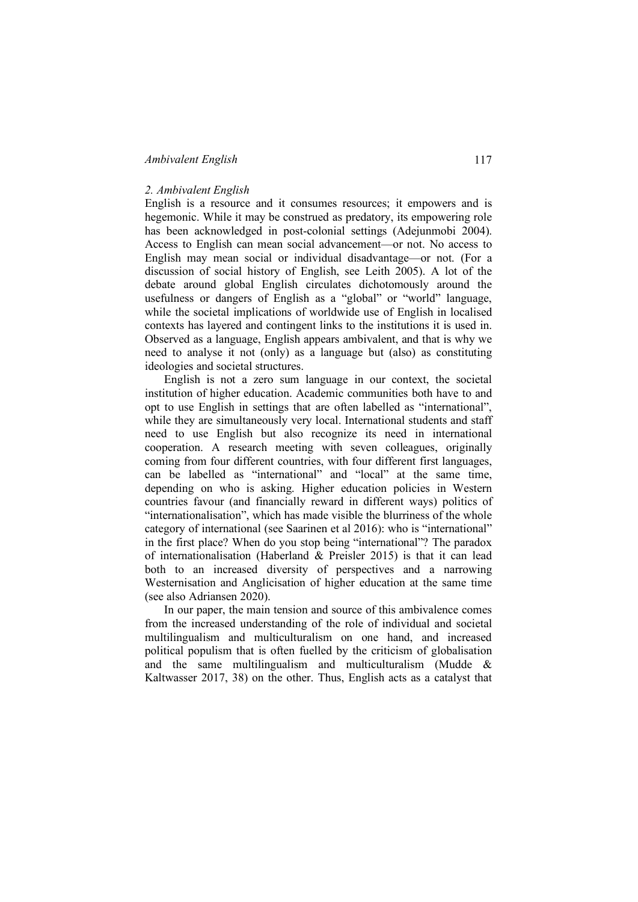## *2. Ambivalent English*

English is a resource and it consumes resources; it empowers and is hegemonic. While it may be construed as predatory, its empowering role has been acknowledged in post-colonial settings (Adejunmobi 2004). Access to English can mean social advancement—or not. No access to English may mean social or individual disadvantage—or not. (For a discussion of social history of English, see Leith 2005). A lot of the debate around global English circulates dichotomously around the usefulness or dangers of English as a "global" or "world" language, while the societal implications of worldwide use of English in localised contexts has layered and contingent links to the institutions it is used in. Observed as a language, English appears ambivalent, and that is why we need to analyse it not (only) as a language but (also) as constituting ideologies and societal structures.

English is not a zero sum language in our context, the societal institution of higher education. Academic communities both have to and opt to use English in settings that are often labelled as "international", while they are simultaneously very local. International students and staff need to use English but also recognize its need in international cooperation. A research meeting with seven colleagues, originally coming from four different countries, with four different first languages, can be labelled as "international" and "local" at the same time, depending on who is asking. Higher education policies in Western countries favour (and financially reward in different ways) politics of "internationalisation", which has made visible the blurriness of the whole category of international (see Saarinen et al 2016): who is "international" in the first place? When do you stop being "international"? The paradox of internationalisation (Haberland & Preisler 2015) is that it can lead both to an increased diversity of perspectives and a narrowing Westernisation and Anglicisation of higher education at the same time (see also Adriansen 2020).

In our paper, the main tension and source of this ambivalence comes from the increased understanding of the role of individual and societal multilingualism and multiculturalism on one hand, and increased political populism that is often fuelled by the criticism of globalisation and the same multilingualism and multiculturalism (Mudde & Kaltwasser 2017, 38) on the other. Thus, English acts as a catalyst that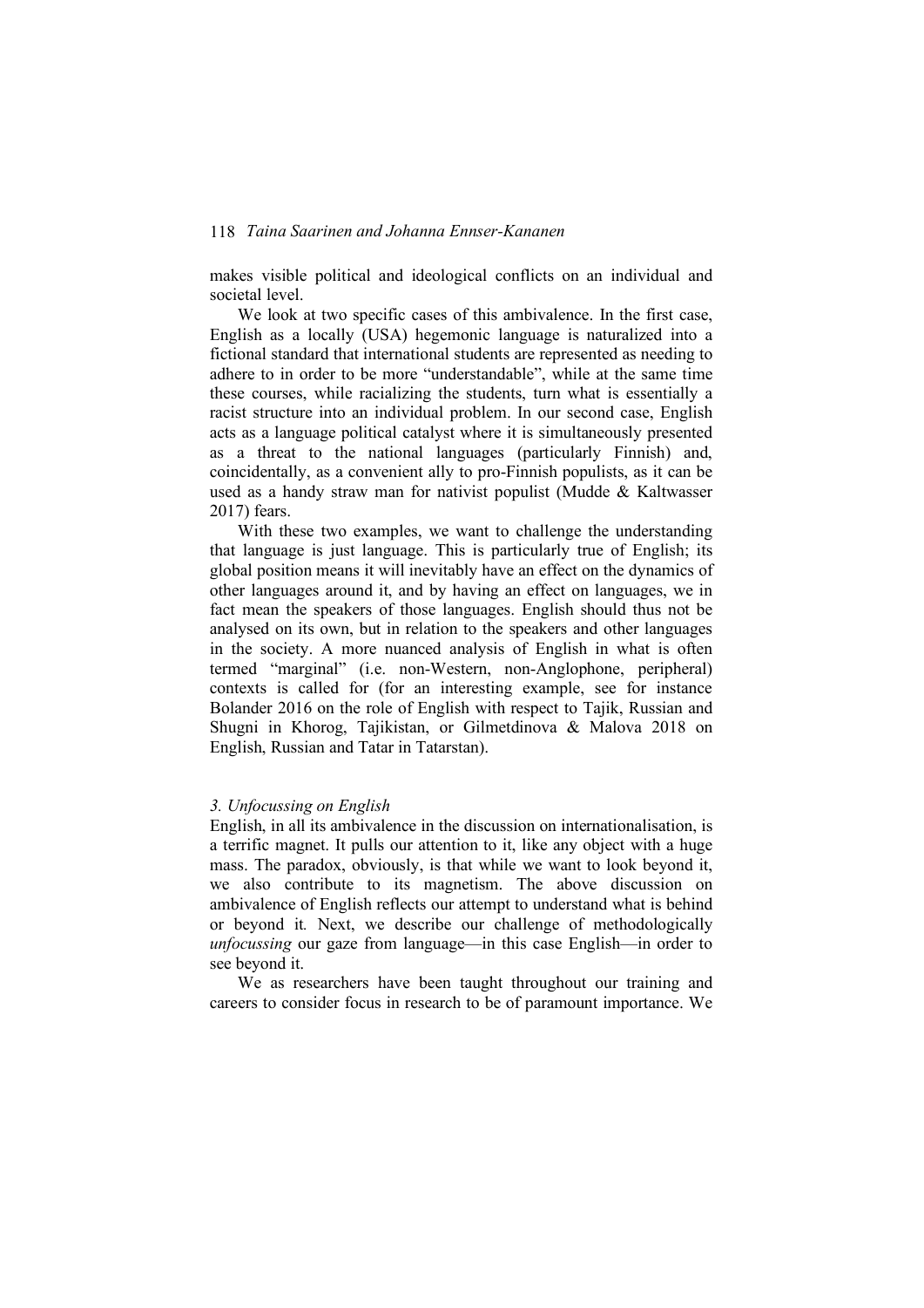makes visible political and ideological conflicts on an individual and societal level.

We look at two specific cases of this ambivalence. In the first case, English as a locally (USA) hegemonic language is naturalized into a fictional standard that international students are represented as needing to adhere to in order to be more "understandable", while at the same time these courses, while racializing the students, turn what is essentially a racist structure into an individual problem. In our second case, English acts as a language political catalyst where it is simultaneously presented as a threat to the national languages (particularly Finnish) and, coincidentally, as a convenient ally to pro-Finnish populists, as it can be used as a handy straw man for nativist populist (Mudde & Kaltwasser 2017) fears.

With these two examples, we want to challenge the understanding that language is just language. This is particularly true of English; its global position means it will inevitably have an effect on the dynamics of other languages around it, and by having an effect on languages, we in fact mean the speakers of those languages. English should thus not be analysed on its own, but in relation to the speakers and other languages in the society. A more nuanced analysis of English in what is often termed "marginal" (i.e. non-Western, non-Anglophone, peripheral) contexts is called for (for an interesting example, see for instance Bolander 2016 on the role of English with respect to Tajik, Russian and Shugni in Khorog, Tajikistan, or Gilmetdinova & Malova 2018 on English, Russian and Tatar in Tatarstan).

### *3. Unfocussing on English*

English, in all its ambivalence in the discussion on internationalisation, is a terrific magnet. It pulls our attention to it, like any object with a huge mass. The paradox, obviously, is that while we want to look beyond it, we also contribute to its magnetism. The above discussion on ambivalence of English reflects our attempt to understand what is behind or beyond it. Next, we describe our challenge of methodologically *unfocussing* our gaze from language—in this case English—in order to see beyond it.

We as researchers have been taught throughout our training and careers to consider focus in research to be of paramount importance. We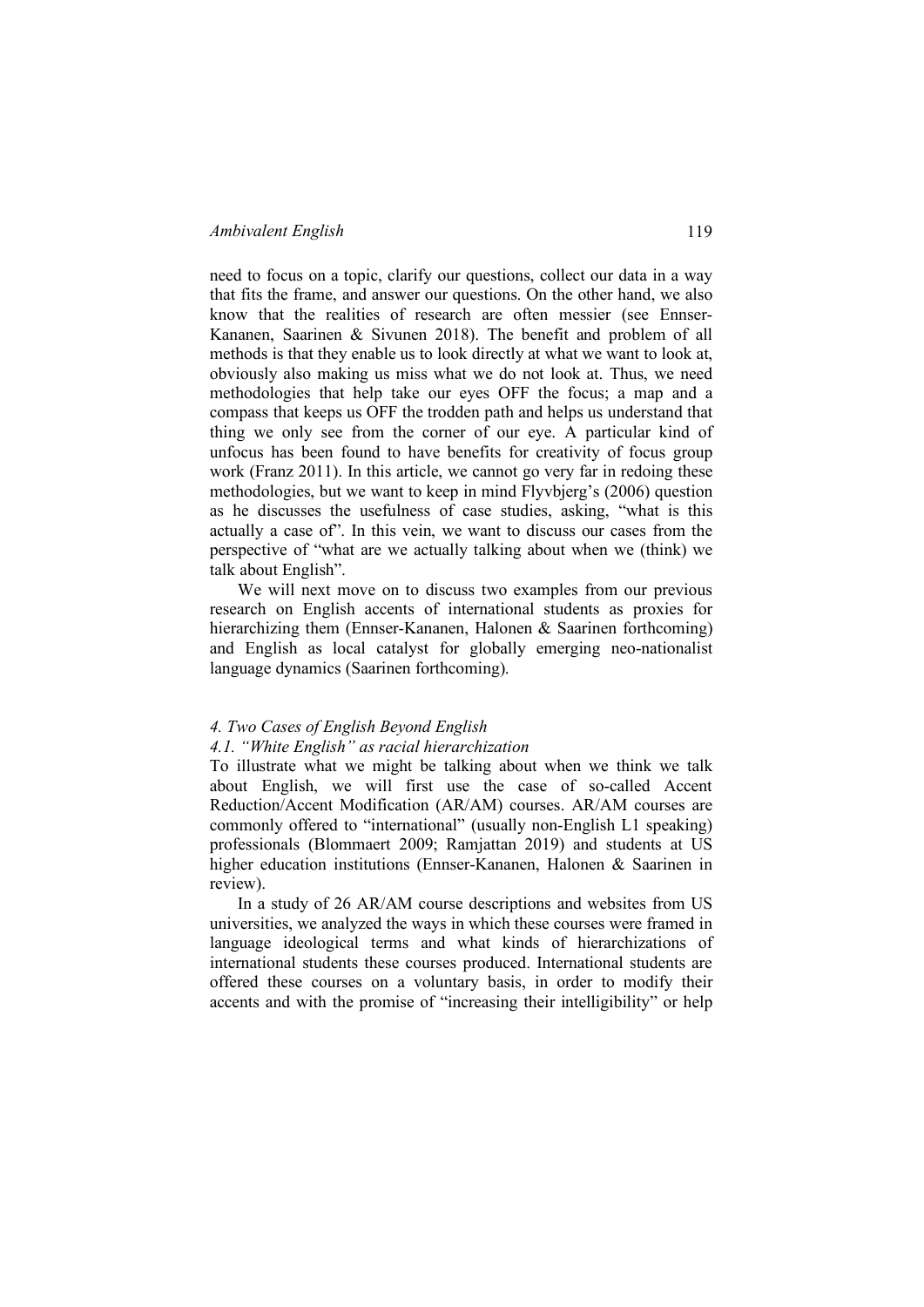need to focus on a topic, clarify our questions, collect our data in a way that fits the frame, and answer our questions. On the other hand, we also know that the realities of research are often messier (see Ennser-Kananen, Saarinen & Sivunen 2018). The benefit and problem of all methods is that they enable us to look directly at what we want to look at, obviously also making us miss what we do not look at. Thus, we need methodologies that help take our eyes OFF the focus; a map and a compass that keeps us OFF the trodden path and helps us understand that thing we only see from the corner of our eye. A particular kind of unfocus has been found to have benefits for creativity of focus group work (Franz 2011). In this article, we cannot go very far in redoing these methodologies, but we want to keep in mind Flyvbjerg's (2006) question as he discusses the usefulness of case studies, asking, "what is this actually a case of". In this vein, we want to discuss our cases from the perspective of "what are we actually talking about when we (think) we talk about English".

We will next move on to discuss two examples from our previous research on English accents of international students as proxies for hierarchizing them (Ennser-Kananen, Halonen & Saarinen forthcoming) and English as local catalyst for globally emerging neo-nationalist language dynamics (Saarinen forthcoming).

## *4. Two Cases of English Beyond English*

### *4.1. "White English" as racial hierarchization*

To illustrate what we might be talking about when we think we talk about English, we will first use the case of so-called Accent Reduction/Accent Modification (AR/AM) courses. AR/AM courses are commonly offered to "international" (usually non-English L1 speaking) professionals (Blommaert 2009; Ramjattan 2019) and students at US higher education institutions (Ennser-Kananen, Halonen & Saarinen in review).

In a study of 26 AR/AM course descriptions and websites from US universities, we analyzed the ways in which these courses were framed in language ideological terms and what kinds of hierarchizations of international students these courses produced. International students are offered these courses on a voluntary basis, in order to modify their accents and with the promise of "increasing their intelligibility" or help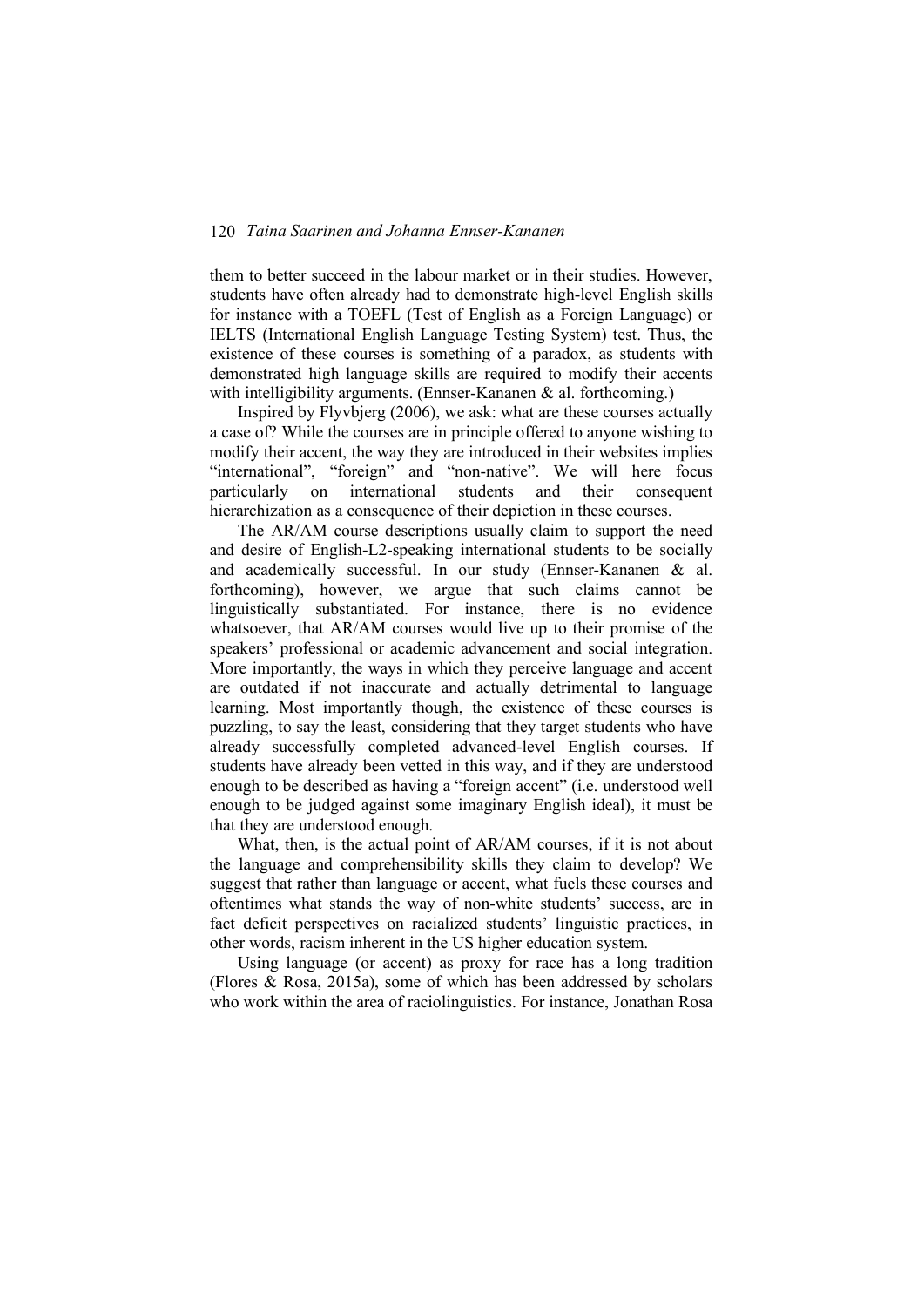them to better succeed in the labour market or in their studies. However, students have often already had to demonstrate high-level English skills for instance with a TOEFL (Test of English as a Foreign Language) or IELTS (International English Language Testing System) test. Thus, the existence of these courses is something of a paradox, as students with demonstrated high language skills are required to modify their accents with intelligibility arguments. (Ennser-Kananen & al. forthcoming.)

Inspired by Flyvbjerg (2006), we ask: what are these courses actually a case of? While the courses are in principle offered to anyone wishing to modify their accent, the way they are introduced in their websites implies "international", "foreign" and "non-native". We will here focus particularly on international students and their consequent hierarchization as a consequence of their depiction in these courses.

The AR/AM course descriptions usually claim to support the need and desire of English-L2-speaking international students to be socially and academically successful. In our study (Ennser-Kananen & al. forthcoming), however, we argue that such claims cannot be linguistically substantiated. For instance, there is no evidence whatsoever, that AR/AM courses would live up to their promise of the speakers' professional or academic advancement and social integration. More importantly, the ways in which they perceive language and accent are outdated if not inaccurate and actually detrimental to language learning. Most importantly though, the existence of these courses is puzzling, to say the least, considering that they target students who have already successfully completed advanced-level English courses. If students have already been vetted in this way, and if they are understood enough to be described as having a "foreign accent" (i.e. understood well enough to be judged against some imaginary English ideal), it must be that they are understood enough.

What, then, is the actual point of AR/AM courses, if it is not about the language and comprehensibility skills they claim to develop? We suggest that rather than language or accent, what fuels these courses and oftentimes what stands the way of non-white students' success, are in fact deficit perspectives on racialized students' linguistic practices, in other words, racism inherent in the US higher education system.

Using language (or accent) as proxy for race has a long tradition (Flores & Rosa, 2015a), some of which has been addressed by scholars who work within the area of raciolinguistics. For instance, Jonathan Rosa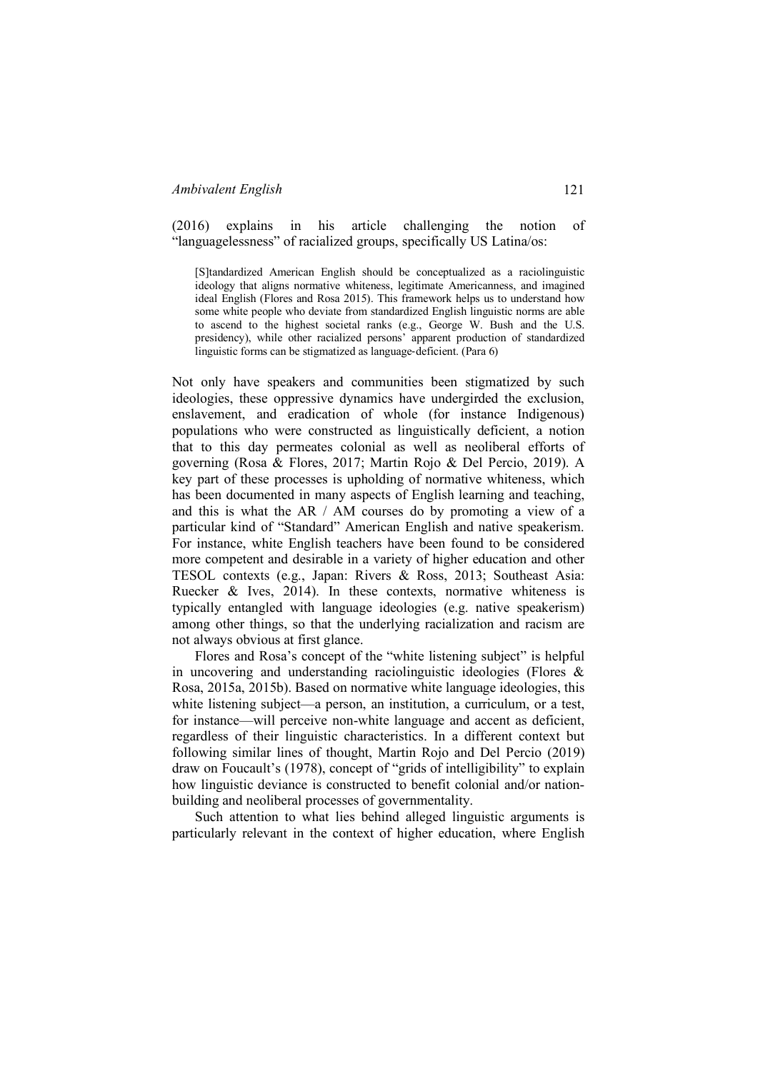(2016) explains in his article challenging the notion of "languagelessness" of racialized groups, specifically US Latina/os:

> [S]tandardized American English should be conceptualized as a raciolinguistic ideology that aligns normative whiteness, legitimate Americanness, and imagined ideal English (Flores and Rosa 2015). This framework helps us to understand how some white people who deviate from standardized English linguistic norms are able to ascend to the highest societal ranks (e.g., George W. Bush and the U.S. presidency), while other racialized persons' apparent production of standardized linguistic forms can be stigmatized as language-deficient. (Para 6)

Not only have speakers and communities been stigmatized by such ideologies, these oppressive dynamics have undergirded the exclusion, enslavement, and eradication of whole (for instance Indigenous) populations who were constructed as linguistically deficient, a notion that to this day permeates colonial as well as neoliberal efforts of governing (Rosa & Flores, 2017; Martin Rojo & Del Percio, 2019). A key part of these processes is upholding of normative whiteness, which has been documented in many aspects of English learning and teaching, and this is what the AR / AM courses do by promoting a view of a particular kind of "Standard" American English and native speakerism. For instance, white English teachers have been found to be considered more competent and desirable in a variety of higher education and other TESOL contexts (e.g., Japan: Rivers & Ross, 2013; Southeast Asia: Ruecker & Ives, 2014). In these contexts, normative whiteness is typically entangled with language ideologies (e.g. native speakerism) among other things, so that the underlying racialization and racism are not always obvious at first glance.

Flores and Rosa's concept of the "white listening subject" is helpful in uncovering and understanding raciolinguistic ideologies (Flores & Rosa, 2015a, 2015b). Based on normative white language ideologies, this white listening subject—a person, an institution, a curriculum, or a test, for instance—will perceive non-white language and accent as deficient, regardless of their linguistic characteristics. In a different context but following similar lines of thought, Martin Rojo and Del Percio (2019) draw on Foucault's (1978), concept of "grids of intelligibility" to explain how linguistic deviance is constructed to benefit colonial and/or nation-building and neoliberal processes of governmentality.

Such attention to what lies behind alleged linguistic arguments is particularly relevant in the context of higher education, where English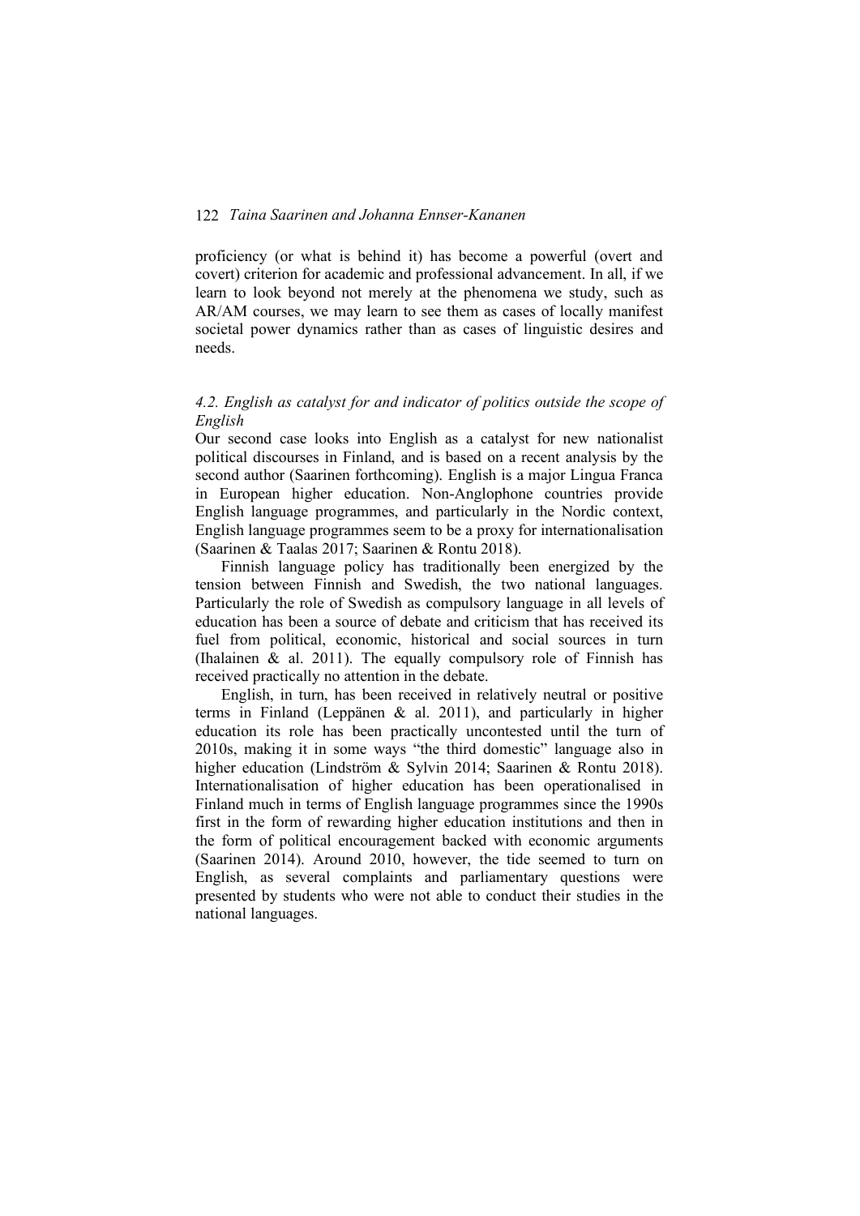proficiency (or what is behind it) has become a powerful (overt and covert) criterion for academic and professional advancement. In all, if we learn to look beyond not merely at the phenomena we study, such as AR/AM courses, we may learn to see them as cases of locally manifest societal power dynamics rather than as cases of linguistic desires and needs.

### *4.2. English as catalyst for and indicator of politics outside the scope of English*

Our second case looks into English as a catalyst for new nationalist political discourses in Finland, and is based on a recent analysis by the second author (Saarinen forthcoming). English is a major Lingua Franca in European higher education. Non-Anglophone countries provide English language programmes, and particularly in the Nordic context, English language programmes seem to be a proxy for internationalisation (Saarinen & Taalas 2017; Saarinen & Rontu 2018).

Finnish language policy has traditionally been energized by the tension between Finnish and Swedish, the two national languages. Particularly the role of Swedish as compulsory language in all levels of education has been a source of debate and criticism that has received its fuel from political, economic, historical and social sources in turn (Ihalainen & al. 2011). The equally compulsory role of Finnish has received practically no attention in the debate.

English, in turn, has been received in relatively neutral or positive terms in Finland (Leppänen & al. 2011), and particularly in higher education its role has been practically uncontested until the turn of 2010s, making it in some ways "the third domestic" language also in higher education (Lindström & Sylvin 2014; Saarinen & Rontu 2018). Internationalisation of higher education has been operationalised in Finland much in terms of English language programmes since the 1990s first in the form of rewarding higher education institutions and then in the form of political encouragement backed with economic arguments (Saarinen 2014). Around 2010, however, the tide seemed to turn on English, as several complaints and parliamentary questions were presented by students who were not able to conduct their studies in the national languages.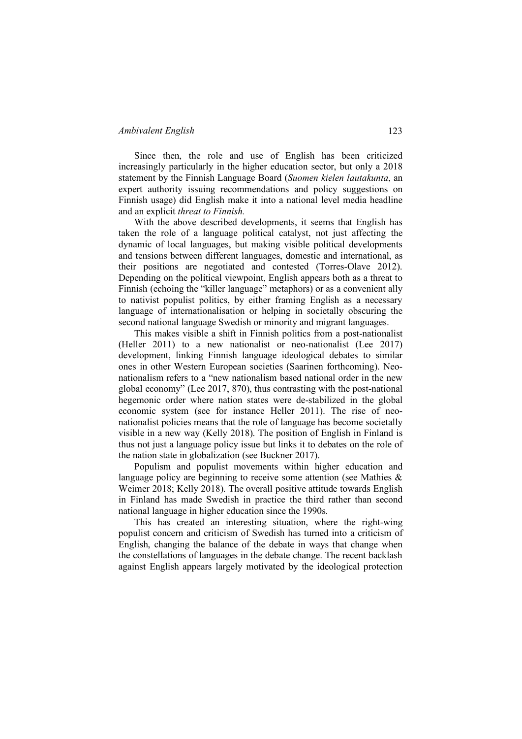Since then, the role and use of English has been criticized increasingly particularly in the higher education sector, but only a 2018 statement by the Finnish Language Board (*Suomen kielen lautakunta*, an expert authority issuing recommendations and policy suggestions on Finnish usage) did English make it into a national level media headline and an explicit *threat to Finnish.*

With the above described developments, it seems that English has taken the role of a language political catalyst, not just affecting the dynamic of local languages, but making visible political developments and tensions between different languages, domestic and international, as their positions are negotiated and contested (Torres-Olave 2012). Depending on the political viewpoint, English appears both as a threat to Finnish (echoing the "killer language" metaphors) or as a convenient ally to nativist populist politics, by either framing English as a necessary language of internationalisation or helping in societally obscuring the second national language Swedish or minority and migrant languages.

This makes visible a shift in Finnish politics from a post-nationalist (Heller 2011) to a new nationalist or neo-nationalist (Lee 2017) development, linking Finnish language ideological debates to similar ones in other Western European societies (Saarinen forthcoming). Neo-nationalism refers to a "new nationalism based national order in the new global economy" (Lee 2017, 870), thus contrasting with the post-national hegemonic order where nation states were de-stabilized in the global economic system (see for instance Heller 2011). The rise of neo-nationalist policies means that the role of language has become societally visible in a new way (Kelly 2018). The position of English in Finland is thus not just a language policy issue but links it to debates on the role of the nation state in globalization (see Buckner 2017).

Populism and populist movements within higher education and language policy are beginning to receive some attention (see Mathies & Weimer 2018; Kelly 2018). The overall positive attitude towards English in Finland has made Swedish in practice the third rather than second national language in higher education since the 1990s.

This has created an interesting situation, where the right-wing populist concern and criticism of Swedish has turned into a criticism of English, changing the balance of the debate in ways that change when the constellations of languages in the debate change. The recent backlash against English appears largely motivated by the ideological protection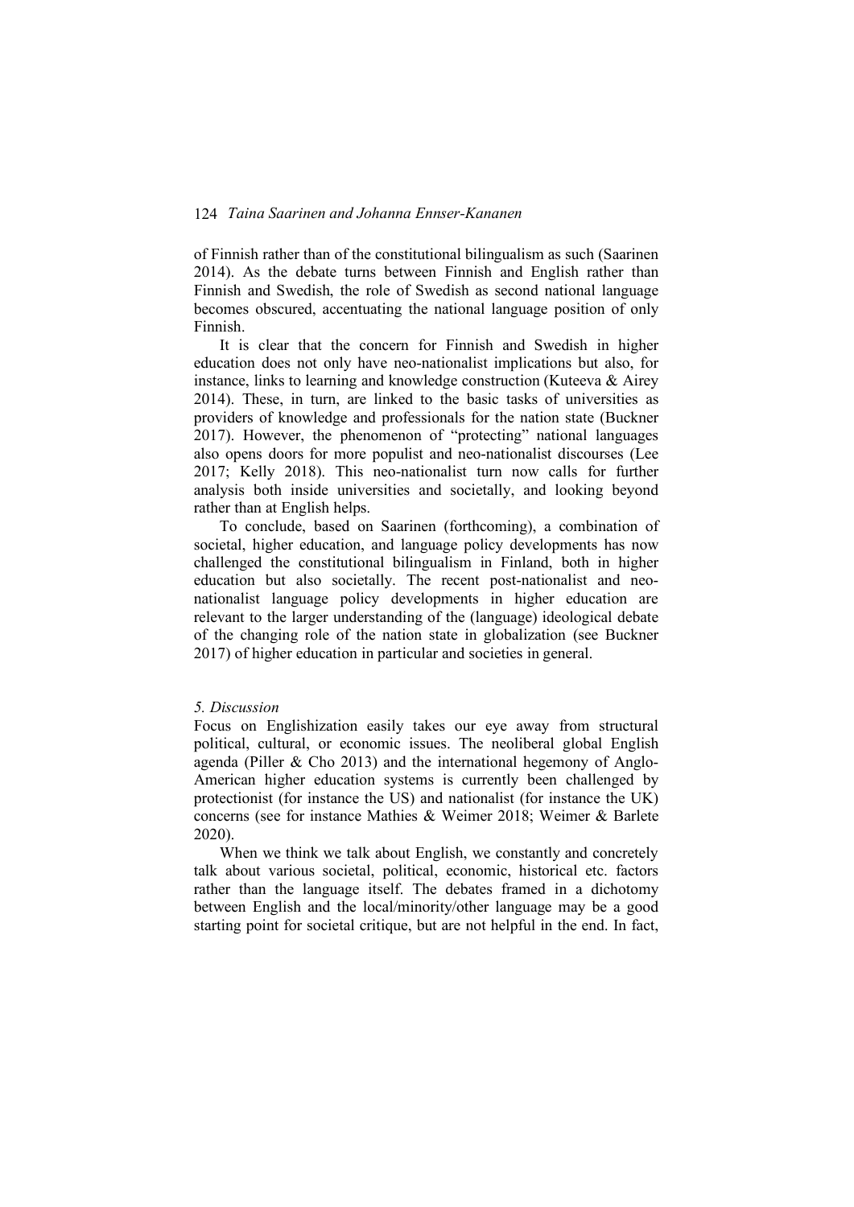of Finnish rather than of the constitutional bilingualism as such (Saarinen 2014). As the debate turns between Finnish and English rather than Finnish and Swedish, the role of Swedish as second national language becomes obscured, accentuating the national language position of only Finnish.

It is clear that the concern for Finnish and Swedish in higher education does not only have neo-nationalist implications but also, for instance, links to learning and knowledge construction (Kuteeva & Airey 2014). These, in turn, are linked to the basic tasks of universities as providers of knowledge and professionals for the nation state (Buckner 2017). However, the phenomenon of "protecting" national languages also opens doors for more populist and neo-nationalist discourses (Lee 2017; Kelly 2018). This neo-nationalist turn now calls for further analysis both inside universities and societally, and looking beyond rather than at English helps.

To conclude, based on Saarinen (forthcoming), a combination of societal, higher education, and language policy developments has now challenged the constitutional bilingualism in Finland, both in higher education but also societally. The recent post-nationalist and neo-nationalist language policy developments in higher education are relevant to the larger understanding of the (language) ideological debate of the changing role of the nation state in globalization (see Buckner 2017) of higher education in particular and societies in general.

## *5. Discussion*

Focus on Englishization easily takes our eye away from structural political, cultural, or economic issues. The neoliberal global English agenda (Piller & Cho 2013) and the international hegemony of Anglo-American higher education systems is currently been challenged by protectionist (for instance the US) and nationalist (for instance the UK) concerns (see for instance Mathies & Weimer 2018; Weimer & Barlete 2020).

When we think we talk about English, we constantly and concretely talk about various societal, political, economic, historical etc. factors rather than the language itself. The debates framed in a dichotomy between English and the local/minority/other language may be a good starting point for societal critique, but are not helpful in the end. In fact,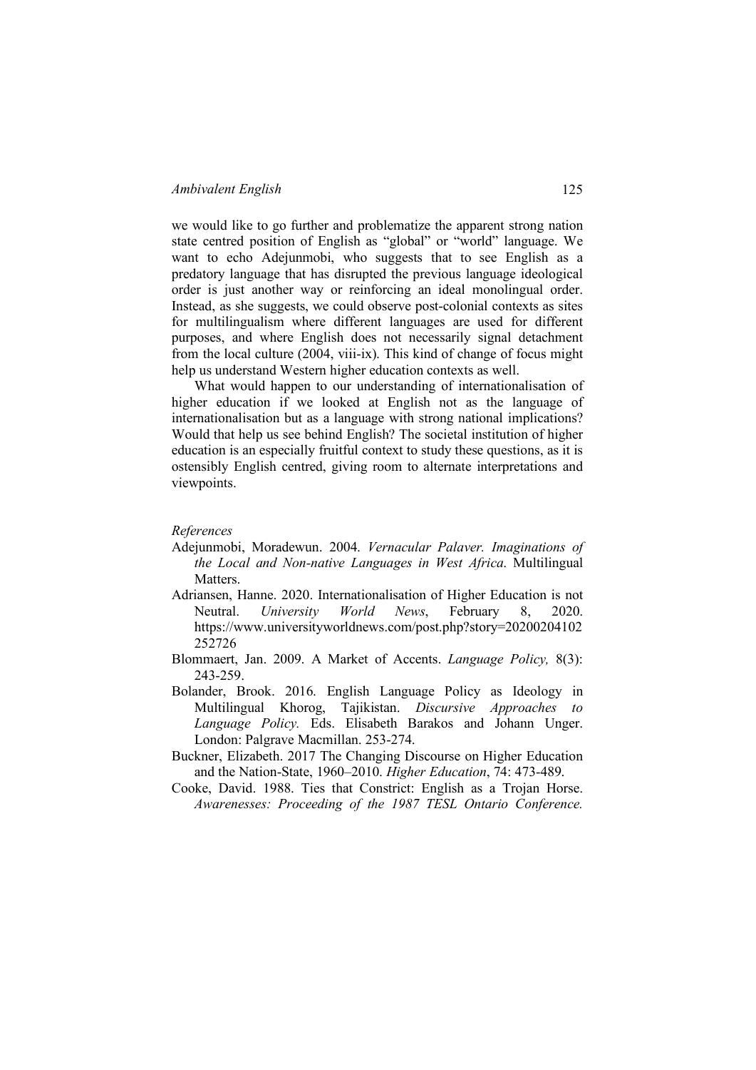we would like to go further and problematize the apparent strong nation state centred position of English as "global" or "world" language. We want to echo Adejunmobi, who suggests that to see English as a predatory language that has disrupted the previous language ideological order is just another way or reinforcing an ideal monolingual order. Instead, as she suggests, we could observe post-colonial contexts as sites for multilingualism where different languages are used for different purposes, and where English does not necessarily signal detachment from the local culture (2004, viii-ix). This kind of change of focus might help us understand Western higher education contexts as well.

What would happen to our understanding of internationalisation of higher education if we looked at English not as the language of internationalisation but as a language with strong national implications? Would that help us see behind English? The societal institution of higher education is an especially fruitful context to study these questions, as it is ostensibly English centred, giving room to alternate interpretations and viewpoints.

*References*

Adejunmobi, Moradewun. 2004. *Vernacular Palaver. Imaginations of the Local and Non-native Languages in West Africa*. Multilingual Matters.

Adriansen, Hanne. 2020. Internationalisation of Higher Education is not Neutral. *University World News*, February 8, 2020. https://www.universityworldnews.com/post.php?story=20200204102252726

Blommaert, Jan. 2009. A Market of Accents. *Language Policy,* 8(3): 243-259.

Bolander, Brook. 2016. English Language Policy as Ideology in Multilingual Khorog, Tajikistan. *Discursive Approaches to Language Policy*. Eds. Elisabeth Barakos and Johann Unger. London: Palgrave Macmillan. 253-274.

Buckner, Elizabeth. 2017 The Changing Discourse on Higher Education and the Nation-State, 1960–2010. *Higher Education*, 74: 473-489.

Cooke, David. 1988. Ties that Constrict: English as a Trojan Horse. *Awarenesses: Proceeding of the 1987 TESL Ontario Conference.*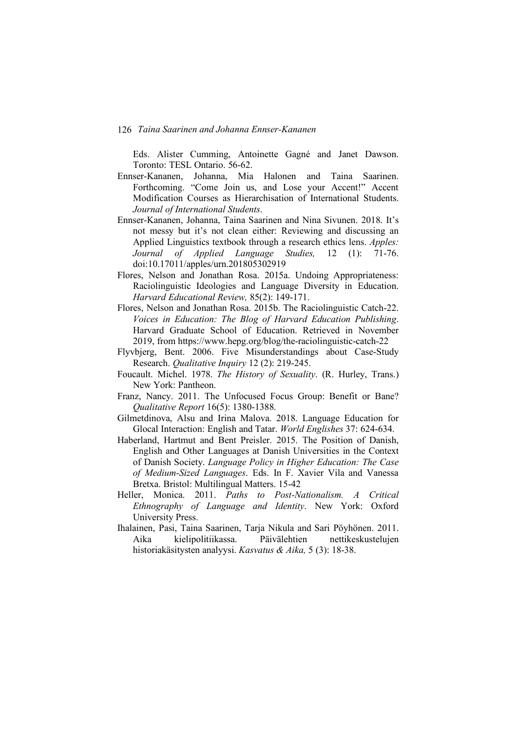Eds. Alister Cumming, Antoinette Gagné and Janet Dawson. Toronto: TESL Ontario. 56-62.

Ennser-Kananen, Johanna, Mia Halonen and Taina Saarinen. Forthcoming. "Come Join us, and Lose your Accent!" Accent Modification Courses as Hierarchisation of International Students. *Journal of International Students*.

Ennser-Kananen, Johanna, Taina Saarinen and Nina Sivunen. 2018. It's not messy but it's not clean either: Reviewing and discussing an Applied Linguistics textbook through a research ethics lens. *Apples: Journal of Applied Language Studies,* 12 (1): 71-76. doi:10.17011/apples/urn.201805302919

Flores, Nelson and Jonathan Rosa. 2015a. Undoing Appropriateness: Raciolinguistic Ideologies and Language Diversity in Education. *Harvard Educational Review,* 85(2): 149-171.

Flores, Nelson and Jonathan Rosa. 2015b. The Raciolinguistic Catch-22. *Voices in Education: The Blog of Harvard Education Publishing*. Harvard Graduate School of Education. Retrieved in November 2019, from https://www.hepg.org/blog/the-raciolinguistic-catch-22

Flyvbjerg, Bent. 2006. Five Misunderstandings about Case-Study Research. *Qualitative Inquiry* 12 (2): 219-245.

Foucault. Michel. 1978. *The History of Sexuality*. (R. Hurley, Trans.) New York: Pantheon.

Franz, Nancy. 2011. The Unfocused Focus Group: Benefit or Bane? *Qualitative Report* 16(5): 1380-1388.

Gilmetdinova, Alsu and Irina Malova. 2018. Language Education for Glocal Interaction: English and Tatar. *World Englishes* 37: 624-634.

Haberland, Hartmut and Bent Preisler. 2015. The Position of Danish, English and Other Languages at Danish Universities in the Context of Danish Society. *Language Policy in Higher Education: The Case of Medium-Sized Languages*. Eds. In F. Xavier Vila and Vanessa Bretxa. Bristol: Multilingual Matters. 15-42

Heller, Monica. 2011. *Paths to Post-Nationalism. A Critical Ethnography of Language and Identity*. New York: Oxford University Press.

Ihalainen, Pasi, Taina Saarinen, Tarja Nikula and Sari Pöyhönen. 2011. Aika kielipolitiikassa. Päivälehtien nettikeskustelujen historiakäsitysten analyysi. *Kasvatus & Aika,* 5 (3): 18-38.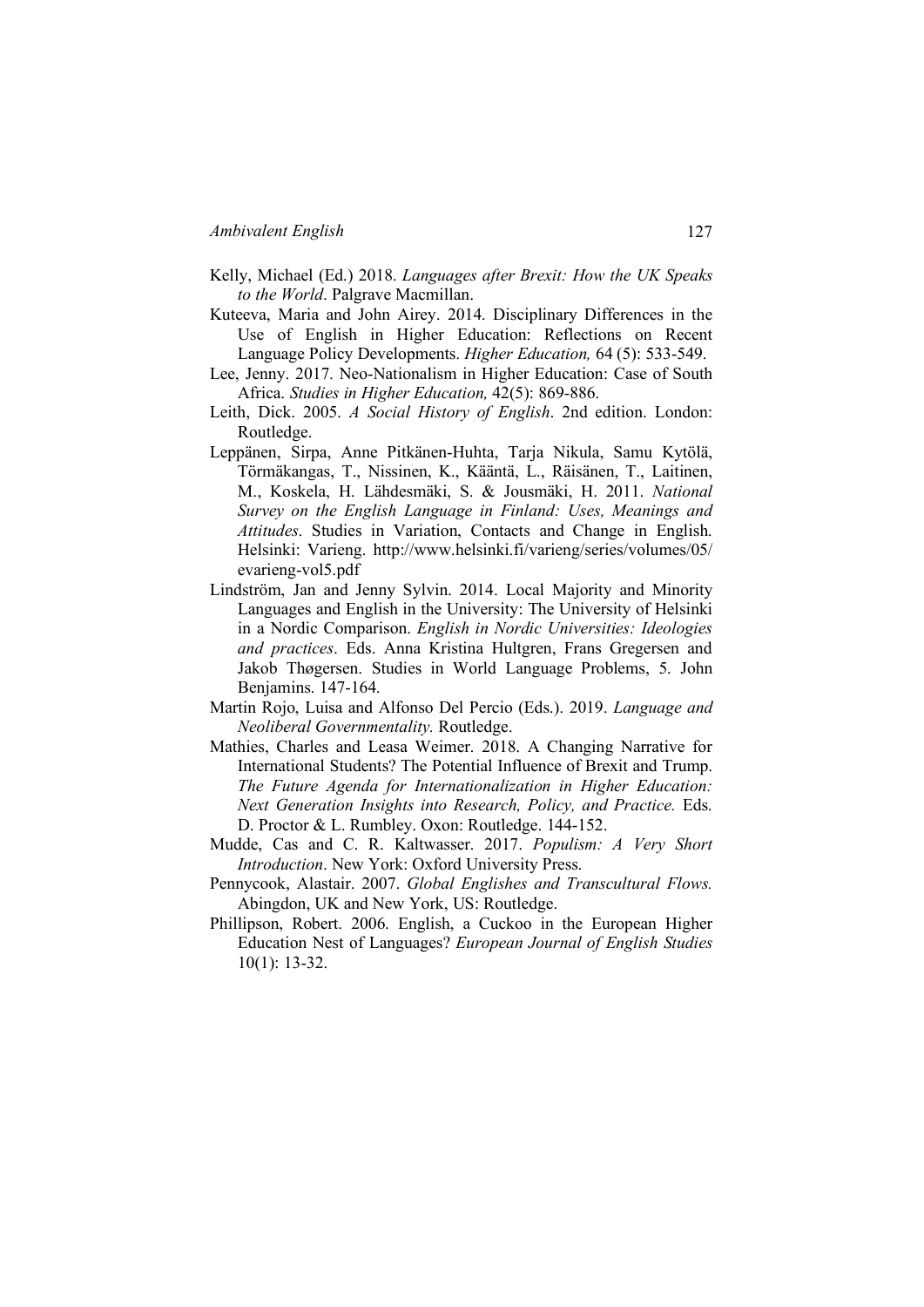Kelly, Michael (Ed.) 2018. *Languages after Brexit: How the UK Speaks to the World*. Palgrave Macmillan.

Kuteeva, Maria and John Airey. 2014. Disciplinary Differences in the Use of English in Higher Education: Reflections on Recent Language Policy Developments. *Higher Education,* 64 (5): 533-549.

Lee, Jenny. 2017. Neo-Nationalism in Higher Education: Case of South Africa. *Studies in Higher Education,* 42(5): 869-886.

Leith, Dick. 2005. *A Social History of English*. 2nd edition. London: Routledge.

Leppänen, Sirpa, Anne Pitkänen-Huhta, Tarja Nikula, Samu Kytölä, Törmäkangas, T., Nissinen, K., Kääntä, L., Räisänen, T., Laitinen, M., Koskela, H. Lähdesmäki, S. & Jousmäki, H. 2011. *National Survey on the English Language in Finland: Uses, Meanings and Attitudes*. Studies in Variation, Contacts and Change in English. Helsinki: Varieng. http://www.helsinki.fi/varieng/series/volumes/05/evarieng-vol5.pdf

Lindström, Jan and Jenny Sylvin. 2014. Local Majority and Minority Languages and English in the University: The University of Helsinki in a Nordic Comparison. *English in Nordic Universities: Ideologies and practices*. Eds. Anna Kristina Hultgren, Frans Gregersen and Jakob Thøgersen. Studies in World Language Problems, 5. John Benjamins. 147-164.

Martin Rojo, Luisa and Alfonso Del Percio (Eds.). 2019. *Language and Neoliberal Governmentality.* Routledge.

Mathies, Charles and Leasa Weimer. 2018. A Changing Narrative for International Students? The Potential Influence of Brexit and Trump. *The Future Agenda for Internationalization in Higher Education: Next Generation Insights into Research, Policy, and Practice.* Eds. D. Proctor & L. Rumbley. Oxon: Routledge. 144-152.

Mudde, Cas and C. R. Kaltwasser. 2017. *Populism: A Very Short Introduction*. New York: Oxford University Press.

Pennycook, Alastair. 2007. *Global Englishes and Transcultural Flows.* Abingdon, UK and New York, US: Routledge.

Phillipson, Robert. 2006. English, a Cuckoo in the European Higher Education Nest of Languages? *European Journal of English Studies* 10(1): 13-32.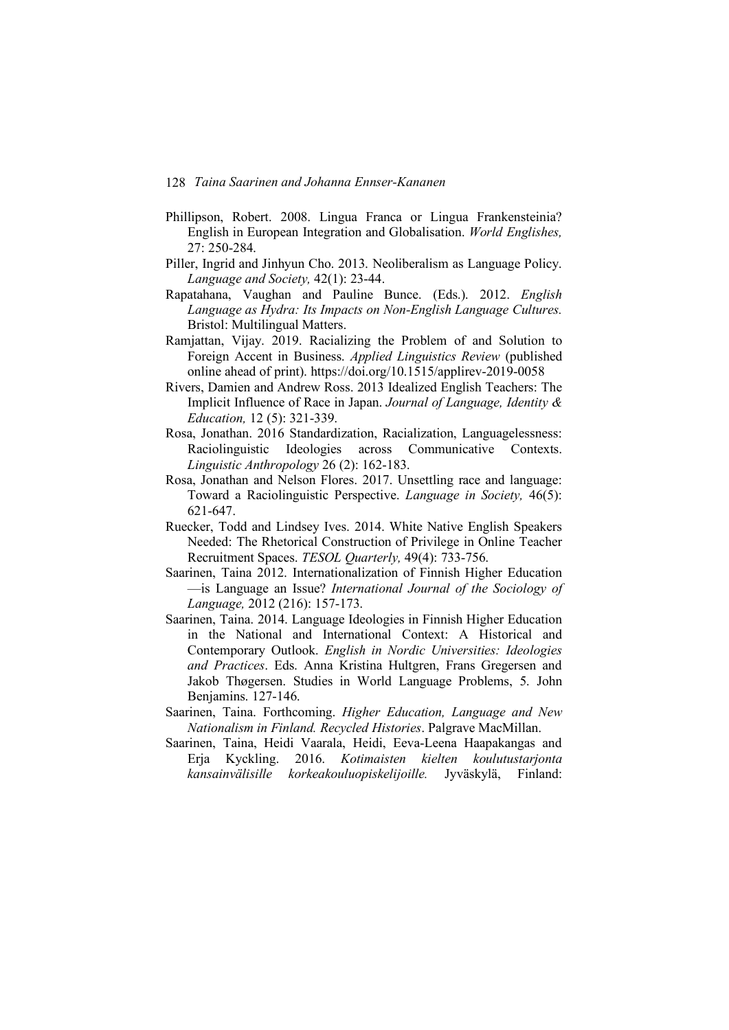Phillipson, Robert. 2008. Lingua Franca or Lingua Frankensteinia? English in European Integration and Globalisation. *World Englishes,* 27: 250-284.

Piller, Ingrid and Jinhyun Cho. 2013. Neoliberalism as Language Policy. *Language and Society,* 42(1): 23-44.

Rapatahana, Vaughan and Pauline Bunce. (Eds.). 2012. *English Language as Hydra: Its Impacts on Non-English Language Cultures.* Bristol: Multilingual Matters.

Ramjattan, Vijay. 2019. Racializing the Problem of and Solution to Foreign Accent in Business. *Applied Linguistics Review* (published online ahead of print). https://doi.org/10.1515/applirev-2019-0058

Rivers, Damien and Andrew Ross. 2013 Idealized English Teachers: The Implicit Influence of Race in Japan. *Journal of Language, Identity & Education,* 12 (5): 321-339.

Rosa, Jonathan. 2016 Standardization, Racialization, Languagelessness: Raciolinguistic Ideologies across Communicative Contexts. *Linguistic Anthropology* 26 (2): 162-183.

Rosa, Jonathan and Nelson Flores. 2017. Unsettling race and language: Toward a Raciolinguistic Perspective. *Language in Society,* 46(5): 621-647.

Ruecker, Todd and Lindsey Ives. 2014. White Native English Speakers Needed: The Rhetorical Construction of Privilege in Online Teacher Recruitment Spaces. *TESOL Quarterly,* 49(4): 733-756.

Saarinen, Taina 2012. Internationalization of Finnish Higher Education —is Language an Issue? *International Journal of the Sociology of Language,* 2012 (216): 157-173.

Saarinen, Taina. 2014. Language Ideologies in Finnish Higher Education in the National and International Context: A Historical and Contemporary Outlook. *English in Nordic Universities: Ideologies and Practices*. Eds. Anna Kristina Hultgren, Frans Gregersen and Jakob Thøgersen. Studies in World Language Problems, 5. John Benjamins. 127-146.

Saarinen, Taina. Forthcoming. *Higher Education, Language and New Nationalism in Finland. Recycled Histories*. Palgrave MacMillan.

Saarinen, Taina, Heidi Vaarala, Heidi, Eeva-Leena Haapakangas and Erja Kyckling. 2016. *Kotimaisten kielten koulutustarjonta kansainvälisille korkeakouluopiskelijoille.* Jyväskylä, Finland: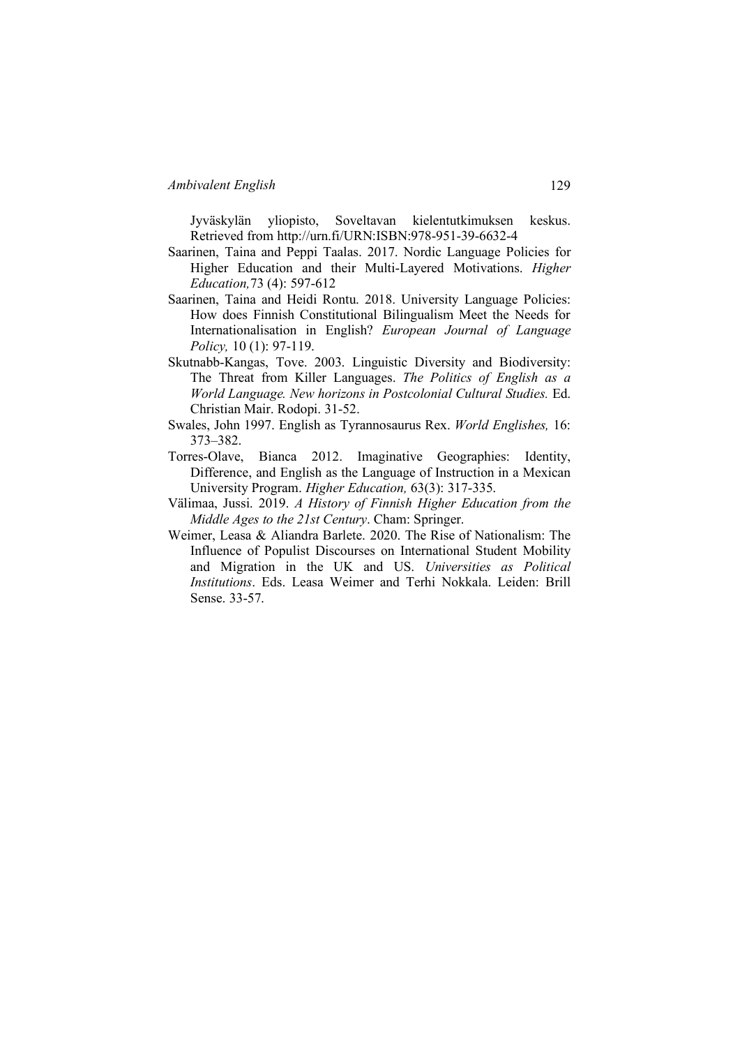Jyväskylän yliopisto, Soveltavan kielentutkimuksen keskus. Retrieved from http://urn.fi/URN:ISBN:978-951-39-6632-4

Saarinen, Taina and Peppi Taalas. 2017. Nordic Language Policies for Higher Education and their Multi-Layered Motivations. *Higher Education,*73 (4): 597-612

Saarinen, Taina and Heidi Rontu. 2018. University Language Policies: How does Finnish Constitutional Bilingualism Meet the Needs for Internationalisation in English? *European Journal of Language Policy,* 10 (1): 97-119.

Skutnabb-Kangas, Tove. 2003. Linguistic Diversity and Biodiversity: The Threat from Killer Languages. *The Politics of English as a World Language. New horizons in Postcolonial Cultural Studies.* Ed. Christian Mair. Rodopi. 31-52.

Swales, John 1997. English as Tyrannosaurus Rex. *World Englishes,* 16: 373–382.

Torres-Olave, Bianca 2012. Imaginative Geographies: Identity, Difference, and English as the Language of Instruction in a Mexican University Program. *Higher Education,* 63(3): 317-335.

Välimaa, Jussi. 2019. *A History of Finnish Higher Education from the Middle Ages to the 21st Century*. Cham: Springer.

Weimer, Leasa & Aliandra Barlete. 2020. The Rise of Nationalism: The Influence of Populist Discourses on International Student Mobility and Migration in the UK and US. *Universities as Political Institutions*. Eds. Leasa Weimer and Terhi Nokkala. Leiden: Brill Sense. 33-57.